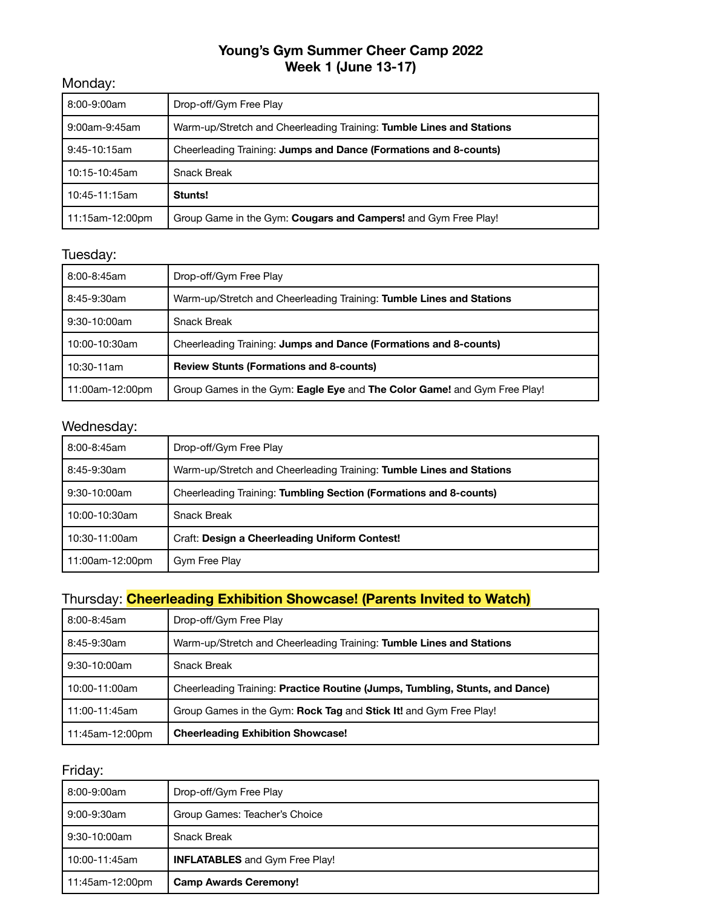# Young's Gym Summer Cheer Camp 2022
## Week 1 (June 13-17)

### Monday:

| | |
|---|---|
| 8:00-9:00am | Drop-off/Gym Free Play |
| 9:00am-9:45am | Warm-up/Stretch and Cheerleading Training: **Tumble Lines and Stations** |
| 9:45-10:15am | Cheerleading Training: **Jumps and Dance (Formations and 8-counts)** |
| 10:15-10:45am | Snack Break |
| 10:45-11:15am | **Stunts!** |
| 11:15am-12:00pm | Group Game in the Gym: **Cougars and Campers!** and Gym Free Play! |

### Tuesday:

| | |
|---|---|
| 8:00-8:45am | Drop-off/Gym Free Play |
| 8:45-9:30am | Warm-up/Stretch and Cheerleading Training: **Tumble Lines and Stations** |
| 9:30-10:00am | Snack Break |
| 10:00-10:30am | Cheerleading Training: **Jumps and Dance (Formations and 8-counts)** |
| 10:30-11am | **Review Stunts (Formations and 8-counts)** |
| 11:00am-12:00pm | Group Games in the Gym: **Eagle Eye** and **The Color Game!** and Gym Free Play! |

### Wednesday:

| | |
|---|---|
| 8:00-8:45am | Drop-off/Gym Free Play |
| 8:45-9:30am | Warm-up/Stretch and Cheerleading Training: **Tumble Lines and Stations** |
| 9:30-10:00am | Cheerleading Training: **Tumbling Section (Formations and 8-counts)** |
| 10:00-10:30am | Snack Break |
| 10:30-11:00am | Craft: **Design a Cheerleading Uniform Contest!** |
| 11:00am-12:00pm | Gym Free Play |

### Thursday: **Cheerleading Exhibition Showcase! (Parents Invited to Watch)**

| | |
|---|---|
| 8:00-8:45am | Drop-off/Gym Free Play |
| 8:45-9:30am | Warm-up/Stretch and Cheerleading Training: **Tumble Lines and Stations** |
| 9:30-10:00am | Snack Break |
| 10:00-11:00am | Cheerleading Training: **Practice Routine (Jumps, Tumbling, Stunts, and Dance)** |
| 11:00-11:45am | Group Games in the Gym: **Rock Tag** and **Stick It!** and Gym Free Play! |
| 11:45am-12:00pm | **Cheerleading Exhibition Showcase!** |

### Friday:

| | |
|---|---|
| 8:00-9:00am | Drop-off/Gym Free Play |
| 9:00-9:30am | Group Games: Teacher's Choice |
| 9:30-10:00am | Snack Break |
| 10:00-11:45am | **INFLATABLES** and Gym Free Play! |
| 11:45am-12:00pm | **Camp Awards Ceremony!** |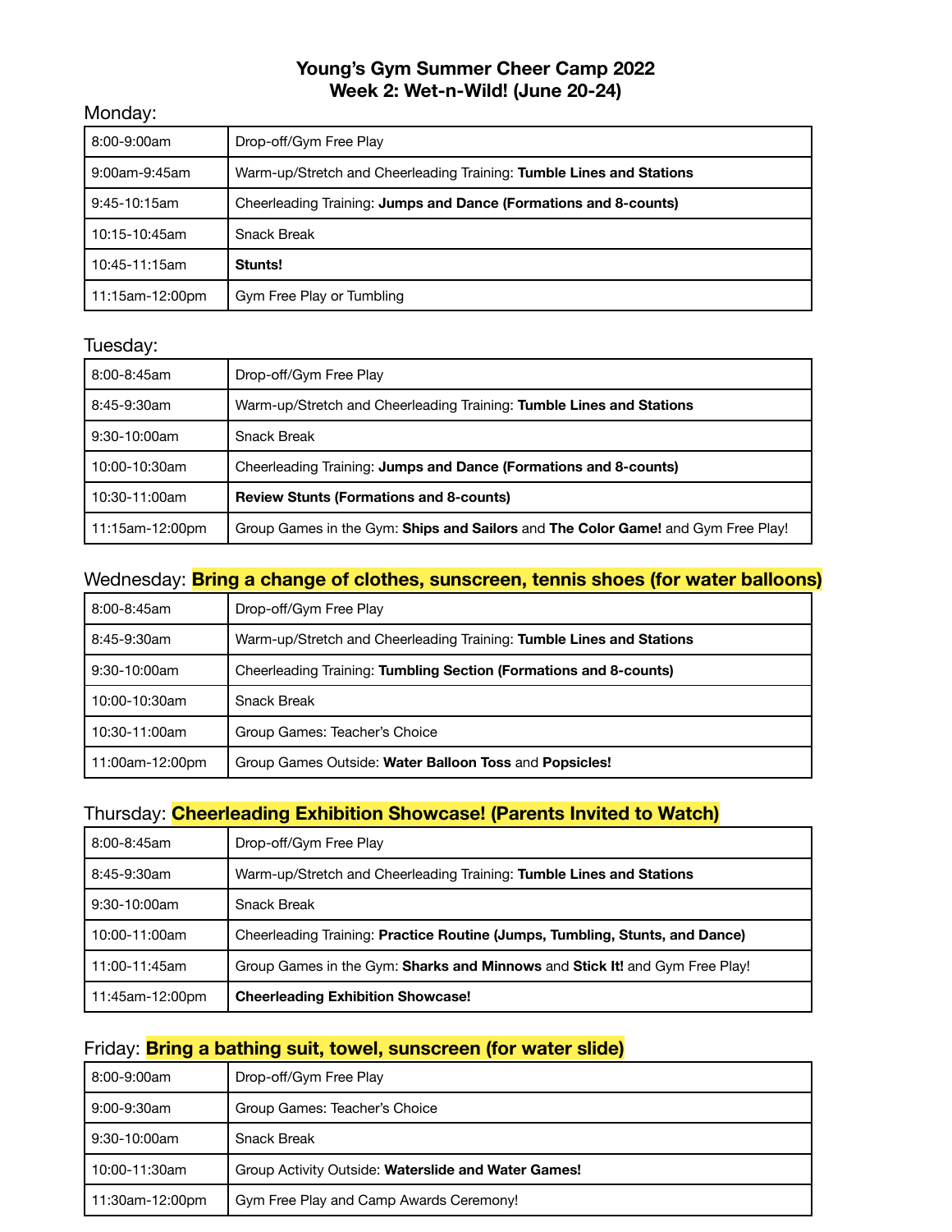# Young's Gym Summer Cheer Camp 2022
## Week 2: Wet-n-Wild! (June 20-24)

Monday:

| | |
|---|---|
| 8:00-9:00am | Drop-off/Gym Free Play |
| 9:00am-9:45am | Warm-up/Stretch and Cheerleading Training: **Tumble Lines and Stations** |
| 9:45-10:15am | Cheerleading Training: **Jumps and Dance (Formations and 8-counts)** |
| 10:15-10:45am | Snack Break |
| 10:45-11:15am | **Stunts!** |
| 11:15am-12:00pm | Gym Free Play or Tumbling |

Tuesday:

| | |
|---|---|
| 8:00-8:45am | Drop-off/Gym Free Play |
| 8:45-9:30am | Warm-up/Stretch and Cheerleading Training: **Tumble Lines and Stations** |
| 9:30-10:00am | Snack Break |
| 10:00-10:30am | Cheerleading Training: **Jumps and Dance (Formations and 8-counts)** |
| 10:30-11:00am | **Review Stunts (Formations and 8-counts)** |
| 11:15am-12:00pm | Group Games in the Gym: **Ships and Sailors** and **The Color Game!** and Gym Free Play! |

Wednesday: **Bring a change of clothes, sunscreen, tennis shoes (for water balloons)**

| | |
|---|---|
| 8:00-8:45am | Drop-off/Gym Free Play |
| 8:45-9:30am | Warm-up/Stretch and Cheerleading Training: **Tumble Lines and Stations** |
| 9:30-10:00am | Cheerleading Training: **Tumbling Section (Formations and 8-counts)** |
| 10:00-10:30am | Snack Break |
| 10:30-11:00am | Group Games: Teacher's Choice |
| 11:00am-12:00pm | Group Games Outside: **Water Balloon Toss** and **Popsicles!** |

Thursday: **Cheerleading Exhibition Showcase! (Parents Invited to Watch)**

| | |
|---|---|
| 8:00-8:45am | Drop-off/Gym Free Play |
| 8:45-9:30am | Warm-up/Stretch and Cheerleading Training: **Tumble Lines and Stations** |
| 9:30-10:00am | Snack Break |
| 10:00-11:00am | Cheerleading Training: **Practice Routine (Jumps, Tumbling, Stunts, and Dance)** |
| 11:00-11:45am | Group Games in the Gym: **Sharks and Minnows** and **Stick It!** and Gym Free Play! |
| 11:45am-12:00pm | **Cheerleading Exhibition Showcase!** |

Friday: **Bring a bathing suit, towel, sunscreen (for water slide)**

| | |
|---|---|
| 8:00-9:00am | Drop-off/Gym Free Play |
| 9:00-9:30am | Group Games: Teacher's Choice |
| 9:30-10:00am | Snack Break |
| 10:00-11:30am | Group Activity Outside: **Waterslide and Water Games!** |
| 11:30am-12:00pm | Gym Free Play and Camp Awards Ceremony! |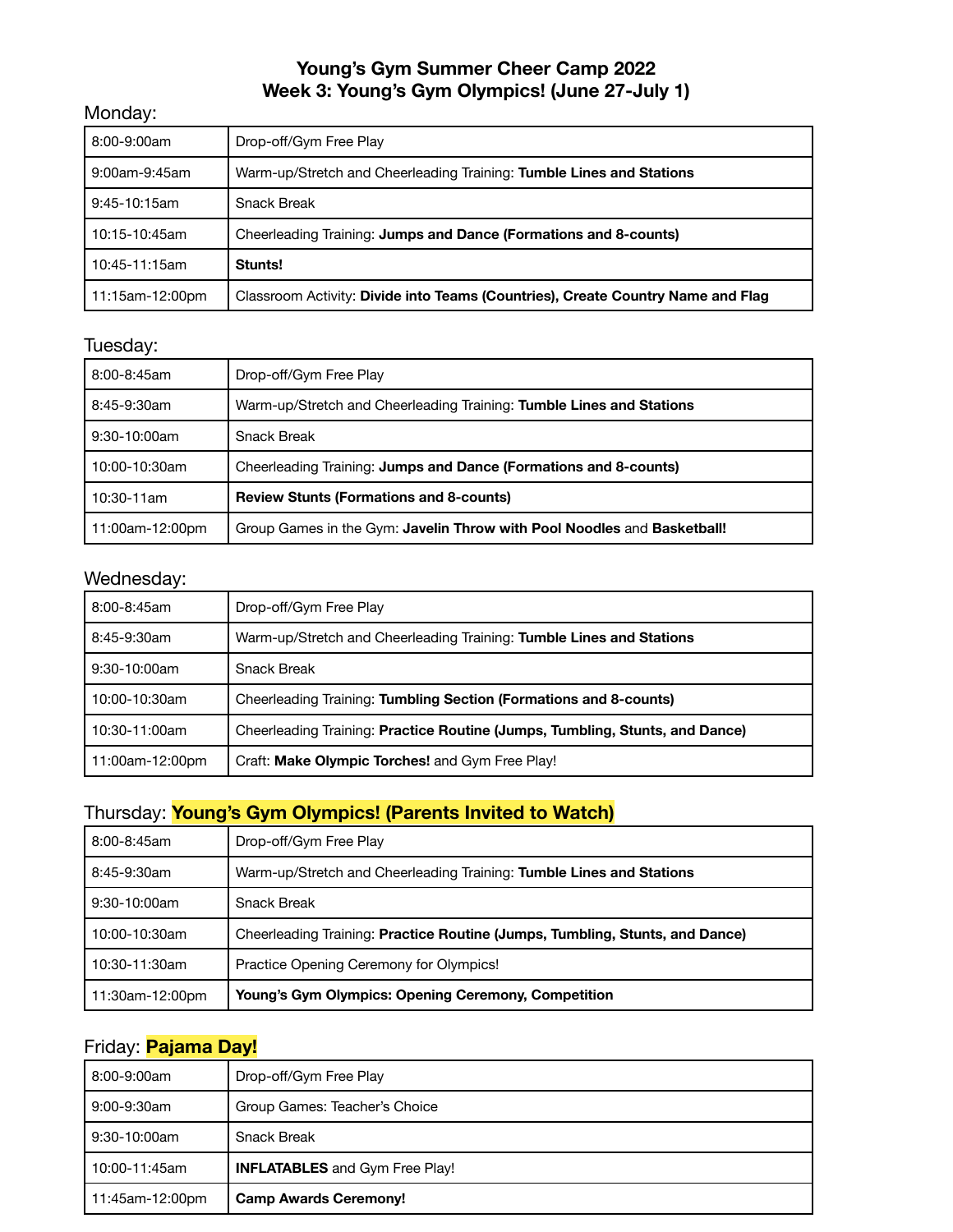# Young's Gym Summer Cheer Camp 2022
## Week 3: Young's Gym Olympics! (June 27-July 1)

Monday:

| | |
|---|---|
| 8:00-9:00am | Drop-off/Gym Free Play |
| 9:00am-9:45am | Warm-up/Stretch and Cheerleading Training: **Tumble Lines and Stations** |
| 9:45-10:15am | Snack Break |
| 10:15-10:45am | Cheerleading Training: **Jumps and Dance (Formations and 8-counts)** |
| 10:45-11:15am | **Stunts!** |
| 11:15am-12:00pm | Classroom Activity: **Divide into Teams (Countries), Create Country Name and Flag** |

Tuesday:

| | |
|---|---|
| 8:00-8:45am | Drop-off/Gym Free Play |
| 8:45-9:30am | Warm-up/Stretch and Cheerleading Training: **Tumble Lines and Stations** |
| 9:30-10:00am | Snack Break |
| 10:00-10:30am | Cheerleading Training: **Jumps and Dance (Formations and 8-counts)** |
| 10:30-11am | **Review Stunts (Formations and 8-counts)** |
| 11:00am-12:00pm | Group Games in the Gym: **Javelin Throw with Pool Noodles** and **Basketball!** |

Wednesday:

| | |
|---|---|
| 8:00-8:45am | Drop-off/Gym Free Play |
| 8:45-9:30am | Warm-up/Stretch and Cheerleading Training: **Tumble Lines and Stations** |
| 9:30-10:00am | Snack Break |
| 10:00-10:30am | Cheerleading Training: **Tumbling Section (Formations and 8-counts)** |
| 10:30-11:00am | Cheerleading Training: **Practice Routine (Jumps, Tumbling, Stunts, and Dance)** |
| 11:00am-12:00pm | Craft: **Make Olympic Torches!** and Gym Free Play! |

Thursday: **Young's Gym Olympics! (Parents Invited to Watch)**

| | |
|---|---|
| 8:00-8:45am | Drop-off/Gym Free Play |
| 8:45-9:30am | Warm-up/Stretch and Cheerleading Training: **Tumble Lines and Stations** |
| 9:30-10:00am | Snack Break |
| 10:00-10:30am | Cheerleading Training: **Practice Routine (Jumps, Tumbling, Stunts, and Dance)** |
| 10:30-11:30am | Practice Opening Ceremony for Olympics! |
| 11:30am-12:00pm | **Young's Gym Olympics: Opening Ceremony, Competition** |

Friday: **Pajama Day!**

| | |
|---|---|
| 8:00-9:00am | Drop-off/Gym Free Play |
| 9:00-9:30am | Group Games: Teacher's Choice |
| 9:30-10:00am | Snack Break |
| 10:00-11:45am | **INFLATABLES** and Gym Free Play! |
| 11:45am-12:00pm | **Camp Awards Ceremony!** |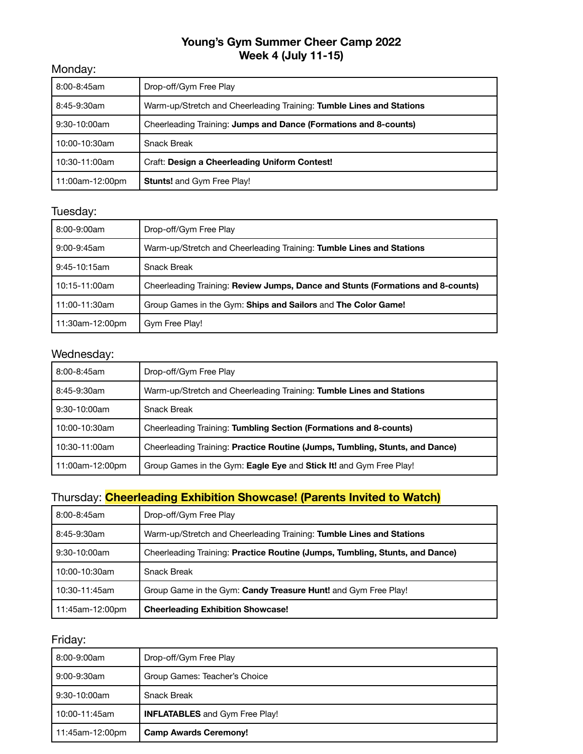# Young's Gym Summer Cheer Camp 2022
## Week 4 (July 11-15)

Monday:

| | |
|---|---|
| 8:00-8:45am | Drop-off/Gym Free Play |
| 8:45-9:30am | Warm-up/Stretch and Cheerleading Training: **Tumble Lines and Stations** |
| 9:30-10:00am | Cheerleading Training: **Jumps and Dance (Formations and 8-counts)** |
| 10:00-10:30am | Snack Break |
| 10:30-11:00am | Craft: **Design a Cheerleading Uniform Contest!** |
| 11:00am-12:00pm | **Stunts!** and Gym Free Play! |

Tuesday:

| | |
|---|---|
| 8:00-9:00am | Drop-off/Gym Free Play |
| 9:00-9:45am | Warm-up/Stretch and Cheerleading Training: **Tumble Lines and Stations** |
| 9:45-10:15am | Snack Break |
| 10:15-11:00am | Cheerleading Training: **Review Jumps, Dance and Stunts (Formations and 8-counts)** |
| 11:00-11:30am | Group Games in the Gym: **Ships and Sailors** and **The Color Game!** |
| 11:30am-12:00pm | Gym Free Play! |

Wednesday:

| | |
|---|---|
| 8:00-8:45am | Drop-off/Gym Free Play |
| 8:45-9:30am | Warm-up/Stretch and Cheerleading Training: **Tumble Lines and Stations** |
| 9:30-10:00am | Snack Break |
| 10:00-10:30am | Cheerleading Training: **Tumbling Section (Formations and 8-counts)** |
| 10:30-11:00am | Cheerleading Training: **Practice Routine (Jumps, Tumbling, Stunts, and Dance)** |
| 11:00am-12:00pm | Group Games in the Gym: **Eagle Eye** and **Stick It!** and Gym Free Play! |

Thursday: **Cheerleading Exhibition Showcase! (Parents Invited to Watch)**

| | |
|---|---|
| 8:00-8:45am | Drop-off/Gym Free Play |
| 8:45-9:30am | Warm-up/Stretch and Cheerleading Training: **Tumble Lines and Stations** |
| 9:30-10:00am | Cheerleading Training: **Practice Routine (Jumps, Tumbling, Stunts, and Dance)** |
| 10:00-10:30am | Snack Break |
| 10:30-11:45am | Group Game in the Gym: **Candy Treasure Hunt!** and Gym Free Play! |
| 11:45am-12:00pm | **Cheerleading Exhibition Showcase!** |

Friday:

| | |
|---|---|
| 8:00-9:00am | Drop-off/Gym Free Play |
| 9:00-9:30am | Group Games: Teacher's Choice |
| 9:30-10:00am | Snack Break |
| 10:00-11:45am | **INFLATABLES** and Gym Free Play! |
| 11:45am-12:00pm | **Camp Awards Ceremony!** |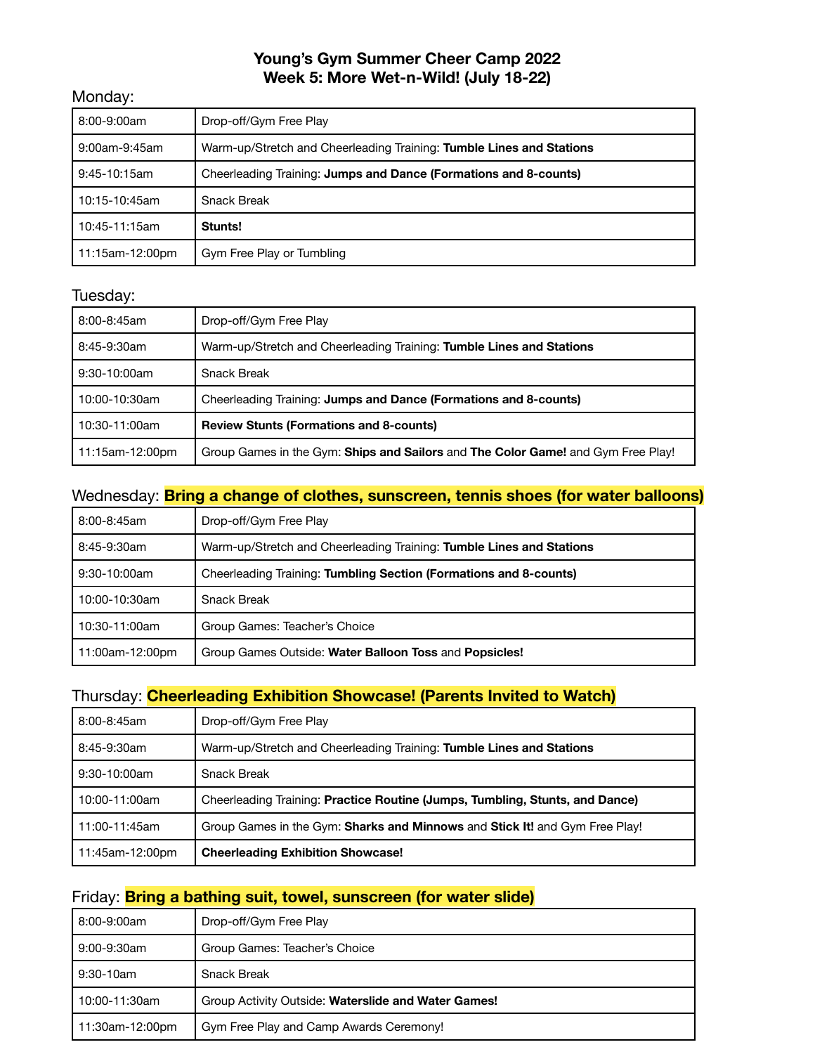# Young's Gym Summer Cheer Camp 2022
## Week 5: More Wet-n-Wild! (July 18-22)

Monday:

| | |
|---|---|
| 8:00-9:00am | Drop-off/Gym Free Play |
| 9:00am-9:45am | Warm-up/Stretch and Cheerleading Training: **Tumble Lines and Stations** |
| 9:45-10:15am | Cheerleading Training: **Jumps and Dance (Formations and 8-counts)** |
| 10:15-10:45am | Snack Break |
| 10:45-11:15am | **Stunts!** |
| 11:15am-12:00pm | Gym Free Play or Tumbling |

Tuesday:

| | |
|---|---|
| 8:00-8:45am | Drop-off/Gym Free Play |
| 8:45-9:30am | Warm-up/Stretch and Cheerleading Training: **Tumble Lines and Stations** |
| 9:30-10:00am | Snack Break |
| 10:00-10:30am | Cheerleading Training: **Jumps and Dance (Formations and 8-counts)** |
| 10:30-11:00am | **Review Stunts (Formations and 8-counts)** |
| 11:15am-12:00pm | Group Games in the Gym: **Ships and Sailors** and **The Color Game!** and Gym Free Play! |

Wednesday: **Bring a change of clothes, sunscreen, tennis shoes (for water balloons)**

| | |
|---|---|
| 8:00-8:45am | Drop-off/Gym Free Play |
| 8:45-9:30am | Warm-up/Stretch and Cheerleading Training: **Tumble Lines and Stations** |
| 9:30-10:00am | Cheerleading Training: **Tumbling Section (Formations and 8-counts)** |
| 10:00-10:30am | Snack Break |
| 10:30-11:00am | Group Games: Teacher's Choice |
| 11:00am-12:00pm | Group Games Outside: **Water Balloon Toss** and **Popsicles!** |

Thursday: **Cheerleading Exhibition Showcase! (Parents Invited to Watch)**

| | |
|---|---|
| 8:00-8:45am | Drop-off/Gym Free Play |
| 8:45-9:30am | Warm-up/Stretch and Cheerleading Training: **Tumble Lines and Stations** |
| 9:30-10:00am | Snack Break |
| 10:00-11:00am | Cheerleading Training: **Practice Routine (Jumps, Tumbling, Stunts, and Dance)** |
| 11:00-11:45am | Group Games in the Gym: **Sharks and Minnows** and **Stick It!** and Gym Free Play! |
| 11:45am-12:00pm | **Cheerleading Exhibition Showcase!** |

Friday: **Bring a bathing suit, towel, sunscreen (for water slide)**

| | |
|---|---|
| 8:00-9:00am | Drop-off/Gym Free Play |
| 9:00-9:30am | Group Games: Teacher's Choice |
| 9:30-10am | Snack Break |
| 10:00-11:30am | Group Activity Outside: **Waterslide and Water Games!** |
| 11:30am-12:00pm | Gym Free Play and Camp Awards Ceremony! |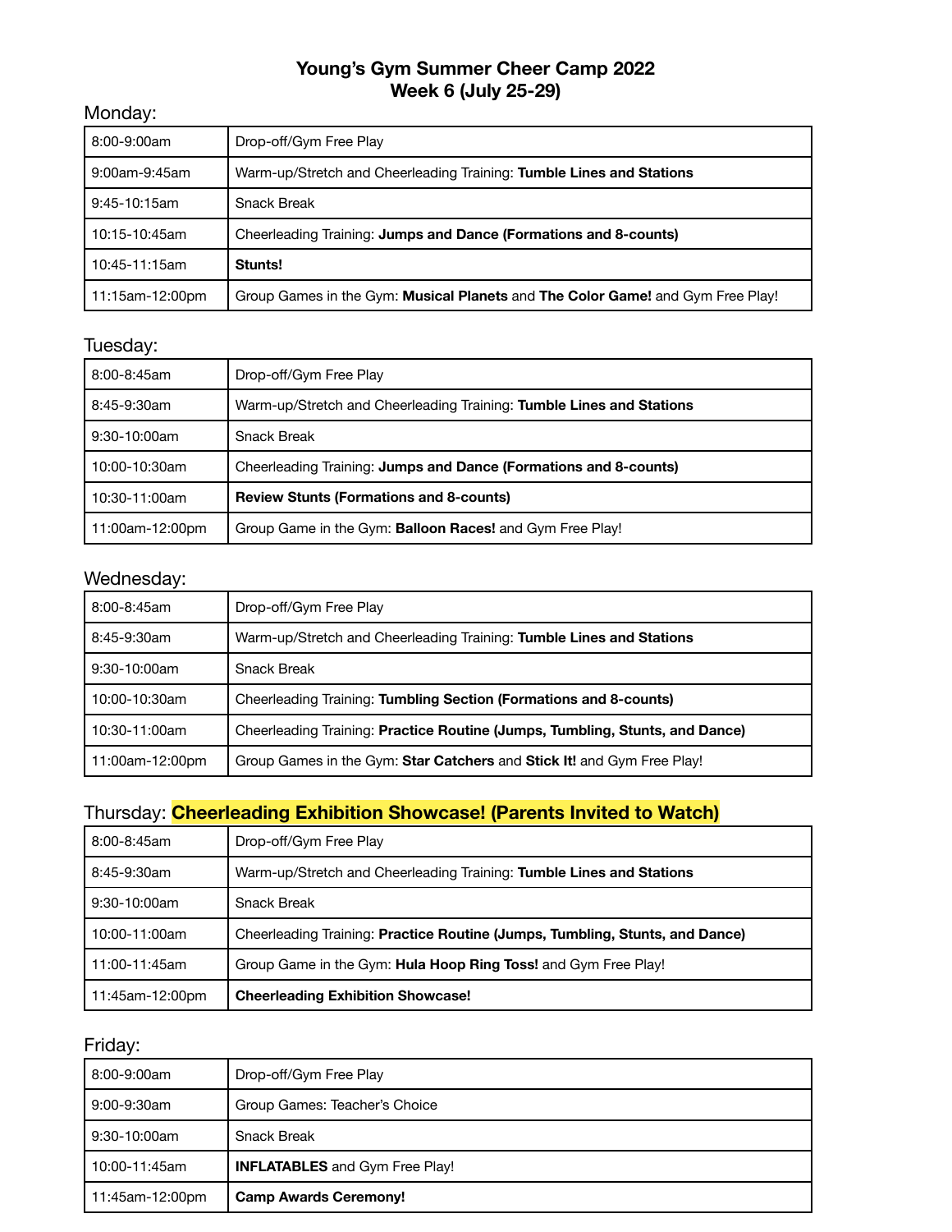# Young's Gym Summer Cheer Camp 2022
## Week 6 (July 25-29)

### Monday:

| | |
|---|---|
| 8:00-9:00am | Drop-off/Gym Free Play |
| 9:00am-9:45am | Warm-up/Stretch and Cheerleading Training: **Tumble Lines and Stations** |
| 9:45-10:15am | Snack Break |
| 10:15-10:45am | Cheerleading Training: **Jumps and Dance (Formations and 8-counts)** |
| 10:45-11:15am | **Stunts!** |
| 11:15am-12:00pm | Group Games in the Gym: **Musical Planets** and **The Color Game!** and Gym Free Play! |

### Tuesday:

| | |
|---|---|
| 8:00-8:45am | Drop-off/Gym Free Play |
| 8:45-9:30am | Warm-up/Stretch and Cheerleading Training: **Tumble Lines and Stations** |
| 9:30-10:00am | Snack Break |
| 10:00-10:30am | Cheerleading Training: **Jumps and Dance (Formations and 8-counts)** |
| 10:30-11:00am | **Review Stunts (Formations and 8-counts)** |
| 11:00am-12:00pm | Group Game in the Gym: **Balloon Races!** and Gym Free Play! |

### Wednesday:

| | |
|---|---|
| 8:00-8:45am | Drop-off/Gym Free Play |
| 8:45-9:30am | Warm-up/Stretch and Cheerleading Training: **Tumble Lines and Stations** |
| 9:30-10:00am | Snack Break |
| 10:00-10:30am | Cheerleading Training: **Tumbling Section (Formations and 8-counts)** |
| 10:30-11:00am | Cheerleading Training: **Practice Routine (Jumps, Tumbling, Stunts, and Dance)** |
| 11:00am-12:00pm | Group Games in the Gym: **Star Catchers** and **Stick It!** and Gym Free Play! |

### Thursday: **Cheerleading Exhibition Showcase! (Parents Invited to Watch)**

| | |
|---|---|
| 8:00-8:45am | Drop-off/Gym Free Play |
| 8:45-9:30am | Warm-up/Stretch and Cheerleading Training: **Tumble Lines and Stations** |
| 9:30-10:00am | Snack Break |
| 10:00-11:00am | Cheerleading Training: **Practice Routine (Jumps, Tumbling, Stunts, and Dance)** |
| 11:00-11:45am | Group Game in the Gym: **Hula Hoop Ring Toss!** and Gym Free Play! |
| 11:45am-12:00pm | **Cheerleading Exhibition Showcase!** |

### Friday:

| | |
|---|---|
| 8:00-9:00am | Drop-off/Gym Free Play |
| 9:00-9:30am | Group Games: Teacher's Choice |
| 9:30-10:00am | Snack Break |
| 10:00-11:45am | **INFLATABLES** and Gym Free Play! |
| 11:45am-12:00pm | **Camp Awards Ceremony!** |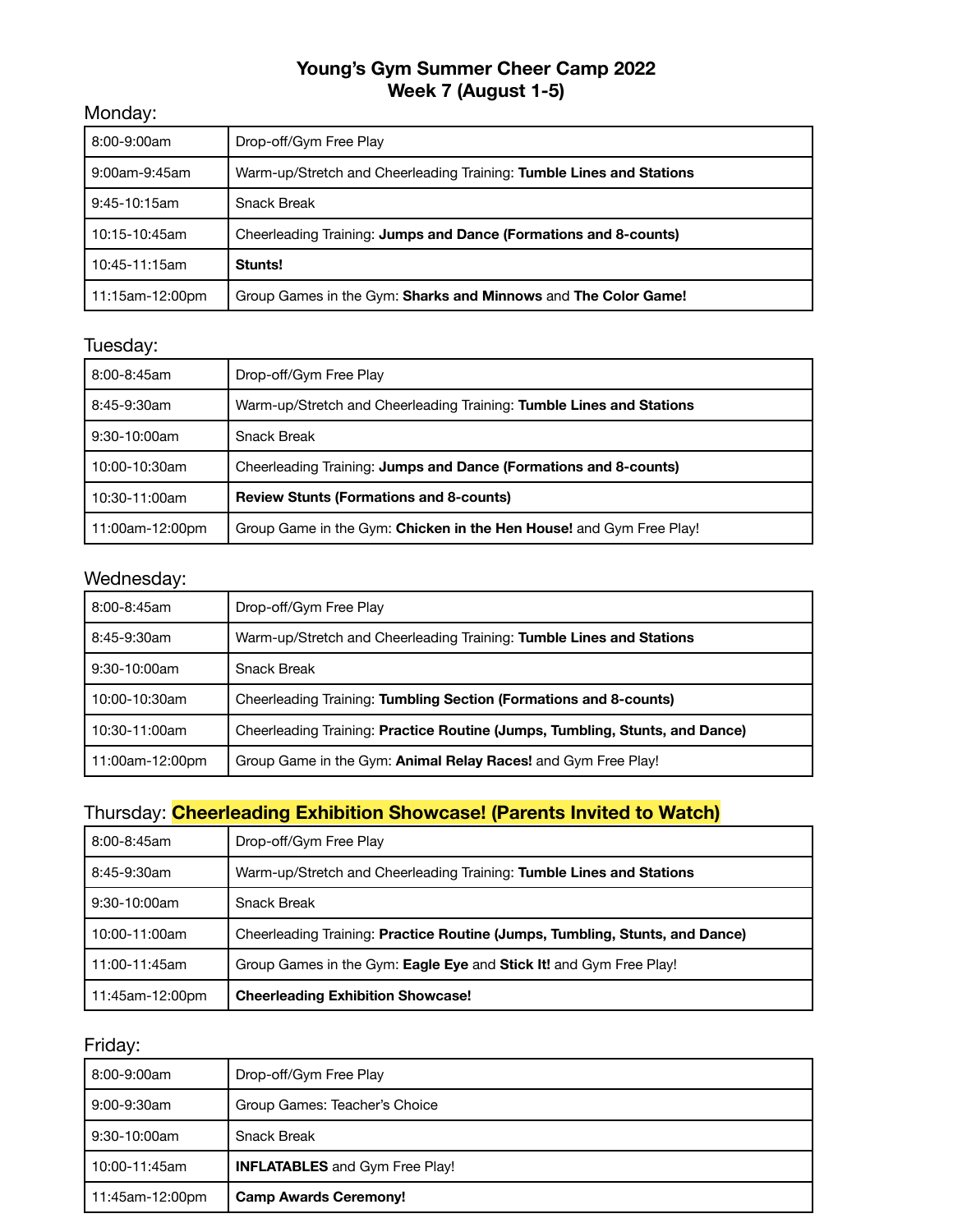# Young's Gym Summer Cheer Camp 2022
## Week 7 (August 1-5)

### Monday:

| | |
|---|---|
| 8:00-9:00am | Drop-off/Gym Free Play |
| 9:00am-9:45am | Warm-up/Stretch and Cheerleading Training: **Tumble Lines and Stations** |
| 9:45-10:15am | Snack Break |
| 10:15-10:45am | Cheerleading Training: **Jumps and Dance (Formations and 8-counts)** |
| 10:45-11:15am | **Stunts!** |
| 11:15am-12:00pm | Group Games in the Gym: **Sharks and Minnows** and **The Color Game!** |

### Tuesday:

| | |
|---|---|
| 8:00-8:45am | Drop-off/Gym Free Play |
| 8:45-9:30am | Warm-up/Stretch and Cheerleading Training: **Tumble Lines and Stations** |
| 9:30-10:00am | Snack Break |
| 10:00-10:30am | Cheerleading Training: **Jumps and Dance (Formations and 8-counts)** |
| 10:30-11:00am | **Review Stunts (Formations and 8-counts)** |
| 11:00am-12:00pm | Group Game in the Gym: **Chicken in the Hen House!** and Gym Free Play! |

### Wednesday:

| | |
|---|---|
| 8:00-8:45am | Drop-off/Gym Free Play |
| 8:45-9:30am | Warm-up/Stretch and Cheerleading Training: **Tumble Lines and Stations** |
| 9:30-10:00am | Snack Break |
| 10:00-10:30am | Cheerleading Training: **Tumbling Section (Formations and 8-counts)** |
| 10:30-11:00am | Cheerleading Training: **Practice Routine (Jumps, Tumbling, Stunts, and Dance)** |
| 11:00am-12:00pm | Group Game in the Gym: **Animal Relay Races!** and Gym Free Play! |

### Thursday: **Cheerleading Exhibition Showcase! (Parents Invited to Watch)**

| | |
|---|---|
| 8:00-8:45am | Drop-off/Gym Free Play |
| 8:45-9:30am | Warm-up/Stretch and Cheerleading Training: **Tumble Lines and Stations** |
| 9:30-10:00am | Snack Break |
| 10:00-11:00am | Cheerleading Training: **Practice Routine (Jumps, Tumbling, Stunts, and Dance)** |
| 11:00-11:45am | Group Games in the Gym: **Eagle Eye** and **Stick It!** and Gym Free Play! |
| 11:45am-12:00pm | **Cheerleading Exhibition Showcase!** |

### Friday:

| | |
|---|---|
| 8:00-9:00am | Drop-off/Gym Free Play |
| 9:00-9:30am | Group Games: Teacher's Choice |
| 9:30-10:00am | Snack Break |
| 10:00-11:45am | **INFLATABLES** and Gym Free Play! |
| 11:45am-12:00pm | **Camp Awards Ceremony!** |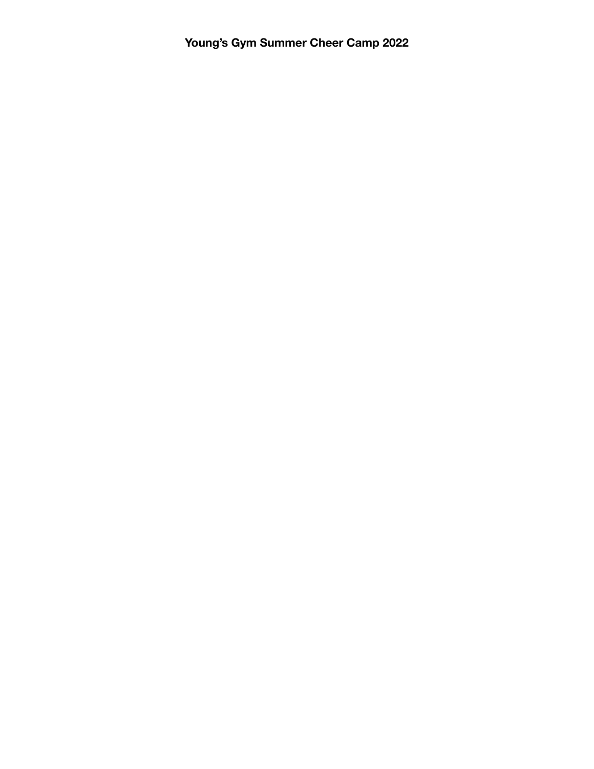**Young's Gym Summer Cheer Camp 2022**